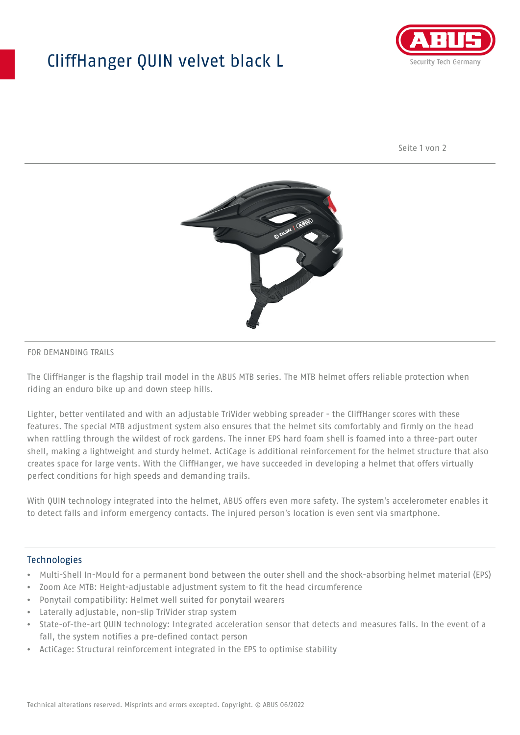# CliffHanger QUIN velvet black L

FOR DEMANDING TRAILS

The CliffHanger is the flagship trail model in the ABUS MTB series. The MTB helmet offers reliable protection when riding an enduro bike up and down steep hills.

Lighter, better ventilated and with an adjustable TriVider webbing spreader - the CliffHanger scores with these features. The special MTB adjustment system also ensures that the helmet sits comfortably and firmly on the head when rattling through the wildest of rock gardens. The inner EPS hard foam shell is foamed into a three-part outer shell, making a lightweight and sturdy helmet. ActiCage is additional reinforcement for the helmet structure that also creates space for large vents. With the CliffHanger, we have succeeded in developing a helmet that offers virtually perfect conditions for high speeds and demanding trails.

With QUIN technology integrated into the helmet, ABUS offers even more safety. The system's accelerometer enables it to detect falls and inform emergency contacts. The injured person's location is even sent via smartphone.

## Technologies

- Multi-Shell In-Mould for a permanent bond between the outer shell and the shock-absorbing helmet material (EPS)
- Zoom Ace MTB: Height-adjustable adjustment system to fit the head circumference
- Ponytail compatibility: Helmet well suited for ponytail wearers
- Laterally adjustable, non-slip TriVider strap system
- State-of-the-art QUIN technology: Integrated acceleration sensor that detects and measures falls. In the event of a fall, the system notifies a pre-defined contact person
- ActiCage: Structural reinforcement integrated in the EPS to optimise stability

Technical alterations reserved. Misprints and errors excepted. Copyright. © ABUS 06/2022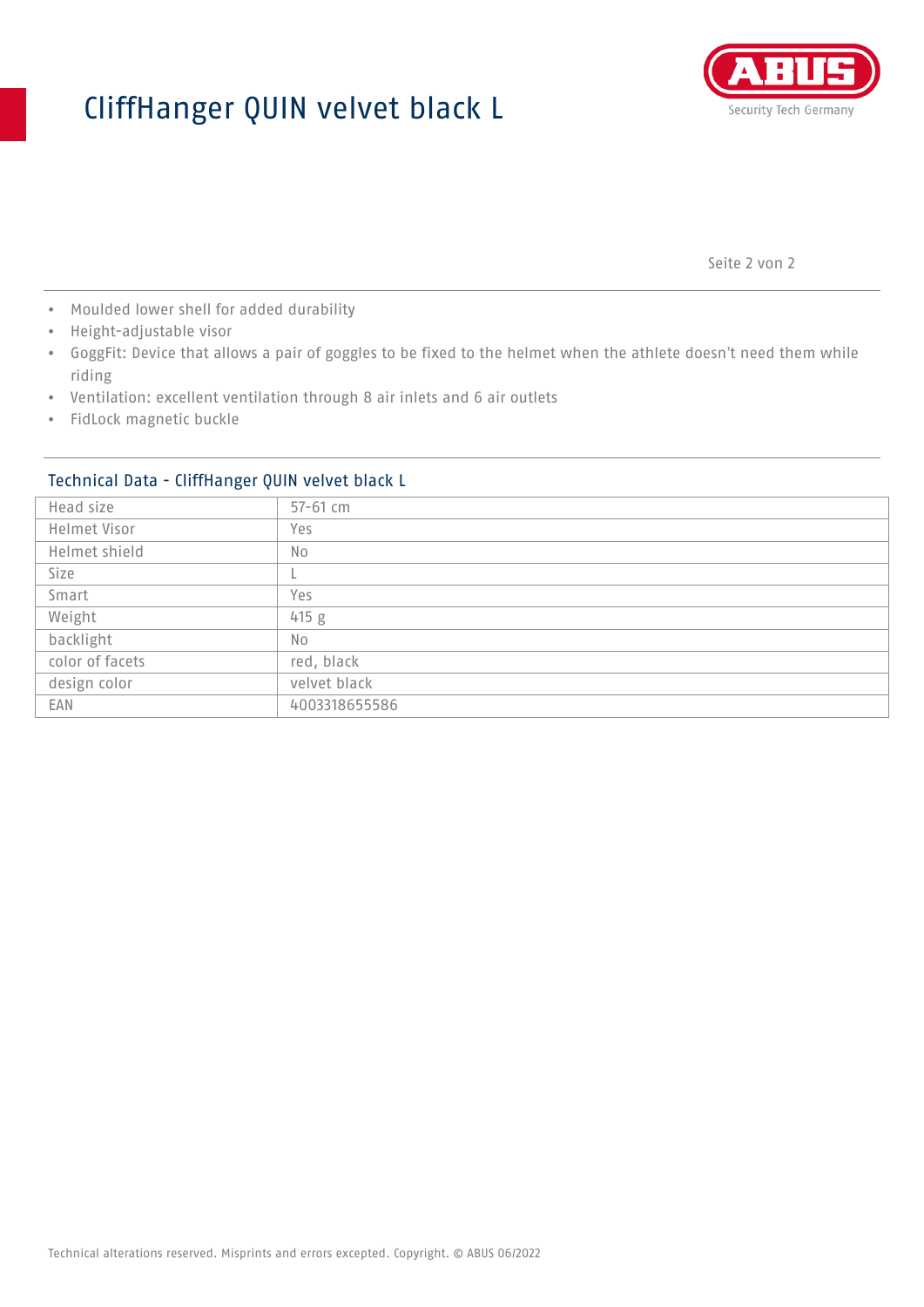- Moulded lower shell for added durability
- Height-adjustable visor
- GoggFit: Device that allows a pair of goggles to be fixed to the helmet when the athlete doesn't need them while riding
- Ventilation: excellent ventilation through 8 air inlets and 6 air outlets
- FidLock magnetic buckle

## Technical Data - CliffHanger QUIN velvet black L

| | |
|---|---|
| Head size | 57-61 cm |
| Helmet Visor | Yes |
| Helmet shield | No |
| Size | L |
| Smart | Yes |
| Weight | 415 g |
| backlight | No |
| color of facets | red, black |
| design color | velvet black |
| EAN | 4003318655586 |

Technical alterations reserved. Misprints and errors excepted. Copyright. © ABUS 06/2022